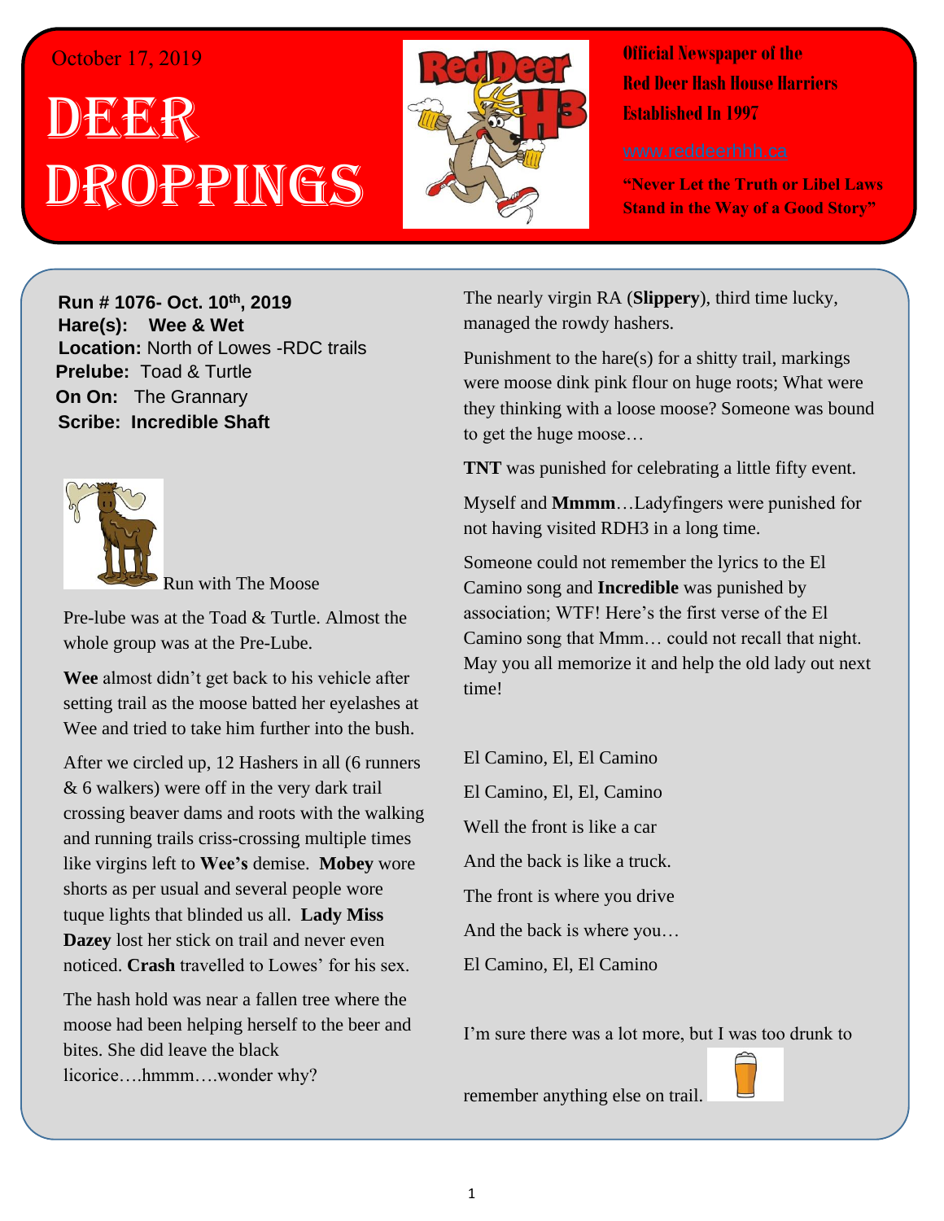October 17, 2019

# Deer Droppings

**Official Newspaper of the Red Deer Hash House Harriers**
**Established In 1997**

www.reddeerhhh.ca

**"Never Let the Truth or Libel Laws Stand in the Way of a Good Story"**

**Run # 1076- Oct. 10th, 2019**
**Hare(s):** Wee & Wet
**Location:** North of Lowes -RDC trails
**Prelube:** Toad & Turtle
**On On:** The Grannary
**Scribe:** Incredible Shaft

Run with The Moose

Pre-lube was at the Toad & Turtle. Almost the whole group was at the Pre-Lube.

**Wee** almost didn't get back to his vehicle after setting trail as the moose batted her eyelashes at Wee and tried to take him further into the bush.

After we circled up, 12 Hashers in all (6 runners & 6 walkers) were off in the very dark trail crossing beaver dams and roots with the walking and running trails criss-crossing multiple times like virgins left to **Wee's** demise. **Mobey** wore shorts as per usual and several people wore tuque lights that blinded us all. **Lady Miss Dazey** lost her stick on trail and never even noticed. **Crash** travelled to Lowes' for his sex.

The hash hold was near a fallen tree where the moose had been helping herself to the beer and bites. She did leave the black licorice….hmmm….wonder why?

The nearly virgin RA (**Slippery**), third time lucky, managed the rowdy hashers.

Punishment to the hare(s) for a shitty trail, markings were moose dink pink flour on huge roots; What were they thinking with a loose moose? Someone was bound to get the huge moose…

**TNT** was punished for celebrating a little fifty event.

Myself and **Mmmm**…Ladyfingers were punished for not having visited RDH3 in a long time.

Someone could not remember the lyrics to the El Camino song and **Incredible** was punished by association; WTF! Here's the first verse of the El Camino song that Mmm… could not recall that night. May you all memorize it and help the old lady out next time!

El Camino, El, El Camino

El Camino, El, El, Camino

Well the front is like a car

And the back is like a truck.

The front is where you drive

And the back is where you…

El Camino, El, El Camino

I'm sure there was a lot more, but I was too drunk to remember anything else on trail.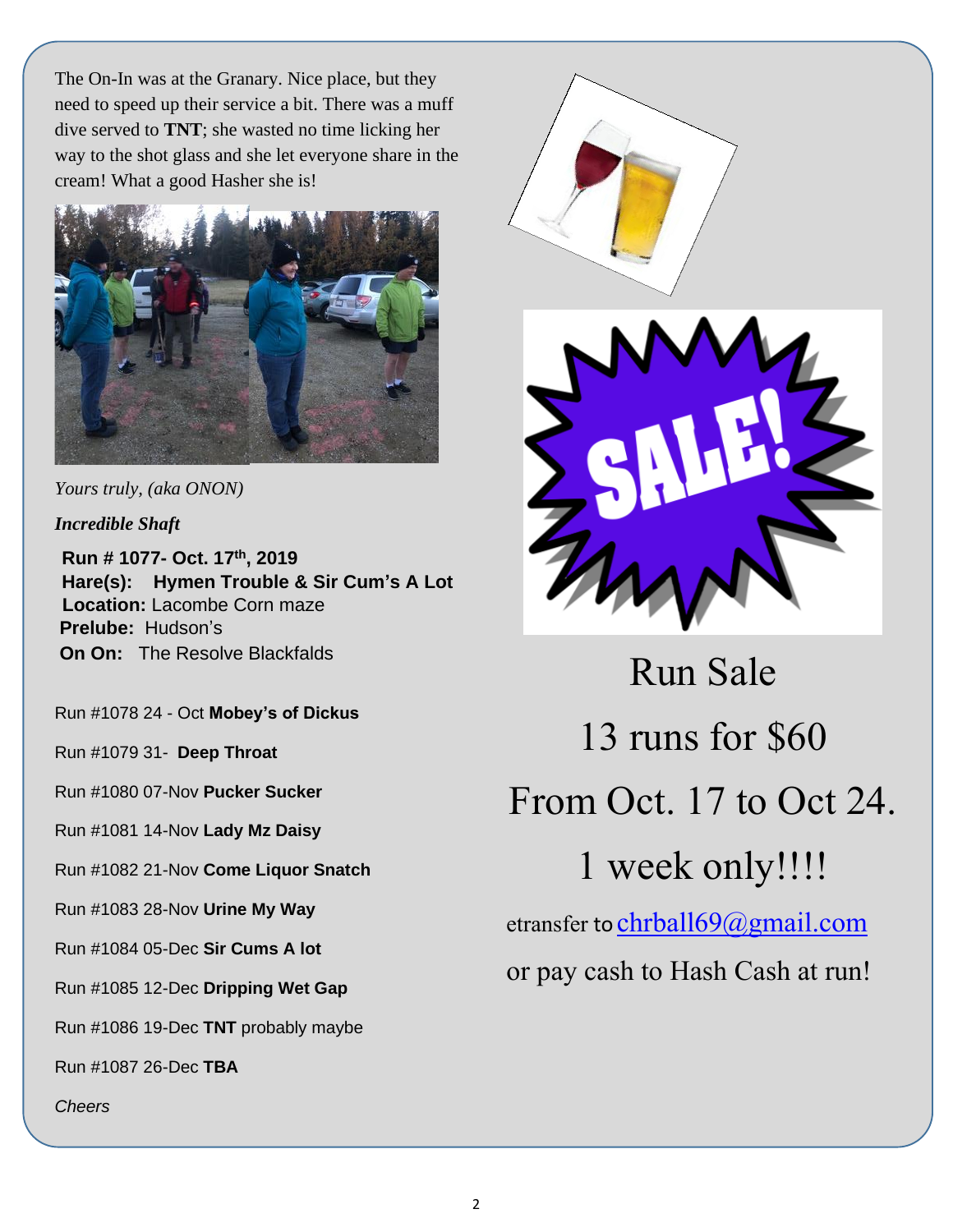The On-In was at the Granary. Nice place, but they need to speed up their service a bit. There was a muff dive served to **TNT**; she wasted no time licking her way to the shot glass and she let everyone share in the cream! What a good Hasher she is!

*Yours truly, (aka ONON)*

***Incredible Shaft***

**Run # 1077- Oct. 17th, 2019**
**Hare(s): Hymen Trouble & Sir Cum's A Lot**
**Location:** Lacombe Corn maze
**Prelube:** Hudson's
**On On:** The Resolve Blackfalds

Run #1078 24 - Oct **Mobey's of Dickus**

Run #1079 31- **Deep Throat**

Run #1080 07-Nov **Pucker Sucker**

Run #1081 14-Nov **Lady Mz Daisy**

Run #1082 21-Nov **Come Liquor Snatch**

Run #1083 28-Nov **Urine My Way**

Run #1084 05-Dec **Sir Cums A lot**

Run #1085 12-Dec **Dripping Wet Gap**

Run #1086 19-Dec **TNT** probably maybe

Run #1087 26-Dec **TBA**

*Cheers*

Run Sale

13 runs for $60

From Oct. 17 to Oct 24.

1 week only!!!!

etransfer to chrball69@gmail.com

or pay cash to Hash Cash at run!